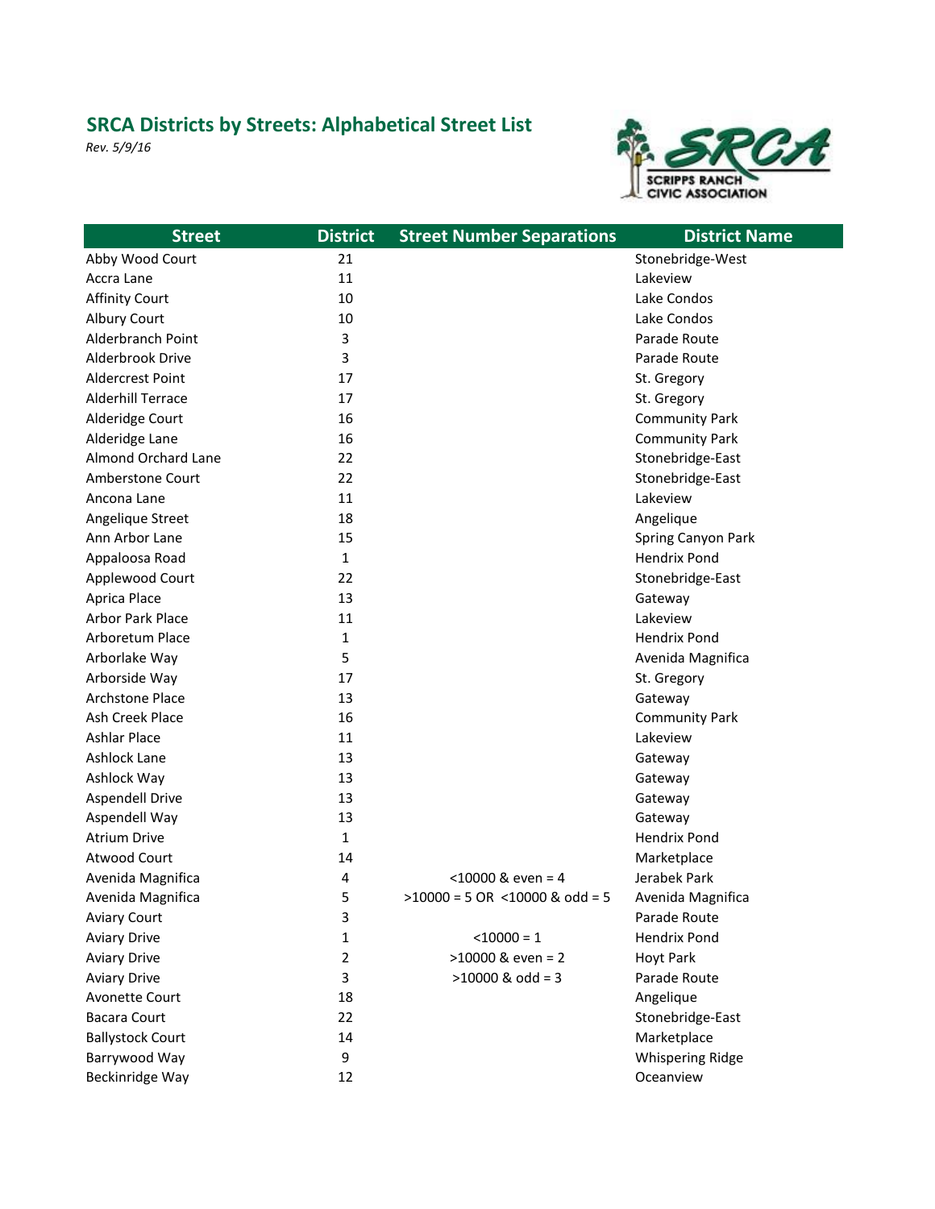## SRCA Districts by Streets: Alphabetical Street List

*Rev. 5/9/16*

SCRIPPS RANCH CIVIC ASSOCIATION

| Street | District | Street Number Separations | District Name |
|---|---|---|---|
| Abby Wood Court | 21 | | Stonebridge-West |
| Accra Lane | 11 | | Lakeview |
| Affinity Court | 10 | | Lake Condos |
| Albury Court | 10 | | Lake Condos |
| Alderbranch Point | 3 | | Parade Route |
| Alderbrook Drive | 3 | | Parade Route |
| Aldercrest Point | 17 | | St. Gregory |
| Alderhill Terrace | 17 | | St. Gregory |
| Alderidge Court | 16 | | Community Park |
| Alderidge Lane | 16 | | Community Park |
| Almond Orchard Lane | 22 | | Stonebridge-East |
| Amberstone Court | 22 | | Stonebridge-East |
| Ancona Lane | 11 | | Lakeview |
| Angelique Street | 18 | | Angelique |
| Ann Arbor Lane | 15 | | Spring Canyon Park |
| Appaloosa Road | 1 | | Hendrix Pond |
| Applewood Court | 22 | | Stonebridge-East |
| Aprica Place | 13 | | Gateway |
| Arbor Park Place | 11 | | Lakeview |
| Arboretum Place | 1 | | Hendrix Pond |
| Arborlake Way | 5 | | Avenida Magnifica |
| Arborside Way | 17 | | St. Gregory |
| Archstone Place | 13 | | Gateway |
| Ash Creek Place | 16 | | Community Park |
| Ashlar Place | 11 | | Lakeview |
| Ashlock Lane | 13 | | Gateway |
| Ashlock Way | 13 | | Gateway |
| Aspendell Drive | 13 | | Gateway |
| Aspendell Way | 13 | | Gateway |
| Atrium Drive | 1 | | Hendrix Pond |
| Atwood Court | 14 | | Marketplace |
| Avenida Magnifica | 4 | <10000 & even = 4 | Jerabek Park |
| Avenida Magnifica | 5 | >10000 = 5 OR <10000 & odd = 5 | Avenida Magnifica |
| Aviary Court | 3 | | Parade Route |
| Aviary Drive | 1 | <10000 = 1 | Hendrix Pond |
| Aviary Drive | 2 | >10000 & even = 2 | Hoyt Park |
| Aviary Drive | 3 | >10000 & odd = 3 | Parade Route |
| Avonette Court | 18 | | Angelique |
| Bacara Court | 22 | | Stonebridge-East |
| Ballystock Court | 14 | | Marketplace |
| Barrywood Way | 9 | | Whispering Ridge |
| Beckinridge Way | 12 | | Oceanview |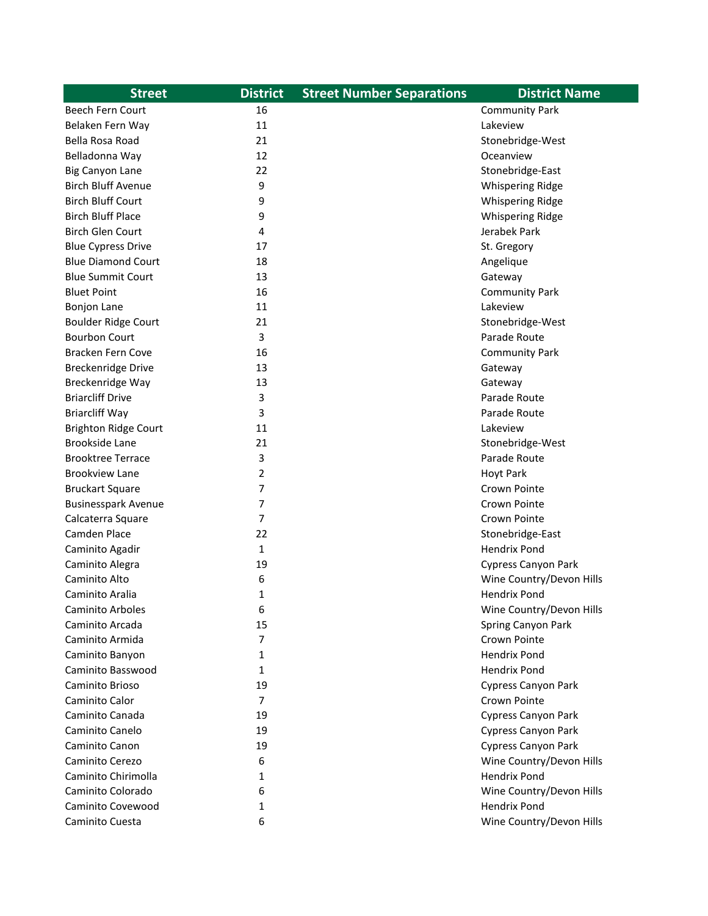| Street | District | Street Number Separations | District Name |
| --- | --- | --- | --- |
| Beech Fern Court | 16 | | Community Park |
| Belaken Fern Way | 11 | | Lakeview |
| Bella Rosa Road | 21 | | Stonebridge-West |
| Belladonna Way | 12 | | Oceanview |
| Big Canyon Lane | 22 | | Stonebridge-East |
| Birch Bluff Avenue | 9 | | Whispering Ridge |
| Birch Bluff Court | 9 | | Whispering Ridge |
| Birch Bluff Place | 9 | | Whispering Ridge |
| Birch Glen Court | 4 | | Jerabek Park |
| Blue Cypress Drive | 17 | | St. Gregory |
| Blue Diamond Court | 18 | | Angelique |
| Blue Summit Court | 13 | | Gateway |
| Bluet Point | 16 | | Community Park |
| Bonjon Lane | 11 | | Lakeview |
| Boulder Ridge Court | 21 | | Stonebridge-West |
| Bourbon Court | 3 | | Parade Route |
| Bracken Fern Cove | 16 | | Community Park |
| Breckenridge Drive | 13 | | Gateway |
| Breckenridge Way | 13 | | Gateway |
| Briarcliff Drive | 3 | | Parade Route |
| Briarcliff Way | 3 | | Parade Route |
| Brighton Ridge Court | 11 | | Lakeview |
| Brookside Lane | 21 | | Stonebridge-West |
| Brooktree Terrace | 3 | | Parade Route |
| Brookview Lane | 2 | | Hoyt Park |
| Bruckart Square | 7 | | Crown Pointe |
| Businesspark Avenue | 7 | | Crown Pointe |
| Calcaterra Square | 7 | | Crown Pointe |
| Camden Place | 22 | | Stonebridge-East |
| Caminito Agadir | 1 | | Hendrix Pond |
| Caminito Alegra | 19 | | Cypress Canyon Park |
| Caminito Alto | 6 | | Wine Country/Devon Hills |
| Caminito Aralia | 1 | | Hendrix Pond |
| Caminito Arboles | 6 | | Wine Country/Devon Hills |
| Caminito Arcada | 15 | | Spring Canyon Park |
| Caminito Armida | 7 | | Crown Pointe |
| Caminito Banyon | 1 | | Hendrix Pond |
| Caminito Basswood | 1 | | Hendrix Pond |
| Caminito Brioso | 19 | | Cypress Canyon Park |
| Caminito Calor | 7 | | Crown Pointe |
| Caminito Canada | 19 | | Cypress Canyon Park |
| Caminito Canelo | 19 | | Cypress Canyon Park |
| Caminito Canon | 19 | | Cypress Canyon Park |
| Caminito Cerezo | 6 | | Wine Country/Devon Hills |
| Caminito Chirimolla | 1 | | Hendrix Pond |
| Caminito Colorado | 6 | | Wine Country/Devon Hills |
| Caminito Covewood | 1 | | Hendrix Pond |
| Caminito Cuesta | 6 | | Wine Country/Devon Hills |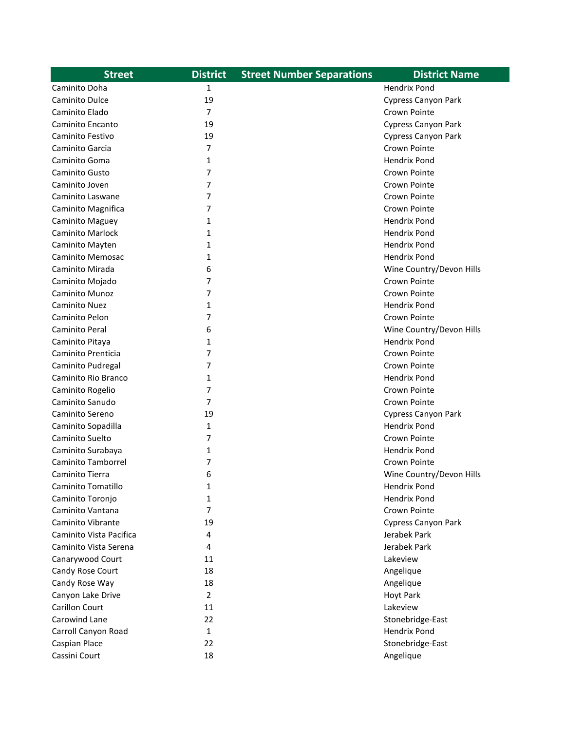| Street | District | Street Number Separations | District Name |
|---|---|---|---|
| Caminito Doha | 1 | | Hendrix Pond |
| Caminito Dulce | 19 | | Cypress Canyon Park |
| Caminito Elado | 7 | | Crown Pointe |
| Caminito Encanto | 19 | | Cypress Canyon Park |
| Caminito Festivo | 19 | | Cypress Canyon Park |
| Caminito Garcia | 7 | | Crown Pointe |
| Caminito Goma | 1 | | Hendrix Pond |
| Caminito Gusto | 7 | | Crown Pointe |
| Caminito Joven | 7 | | Crown Pointe |
| Caminito Laswane | 7 | | Crown Pointe |
| Caminito Magnifica | 7 | | Crown Pointe |
| Caminito Maguey | 1 | | Hendrix Pond |
| Caminito Marlock | 1 | | Hendrix Pond |
| Caminito Mayten | 1 | | Hendrix Pond |
| Caminito Memosac | 1 | | Hendrix Pond |
| Caminito Mirada | 6 | | Wine Country/Devon Hills |
| Caminito Mojado | 7 | | Crown Pointe |
| Caminito Munoz | 7 | | Crown Pointe |
| Caminito Nuez | 1 | | Hendrix Pond |
| Caminito Pelon | 7 | | Crown Pointe |
| Caminito Peral | 6 | | Wine Country/Devon Hills |
| Caminito Pitaya | 1 | | Hendrix Pond |
| Caminito Prenticia | 7 | | Crown Pointe |
| Caminito Pudregal | 7 | | Crown Pointe |
| Caminito Rio Branco | 1 | | Hendrix Pond |
| Caminito Rogelio | 7 | | Crown Pointe |
| Caminito Sanudo | 7 | | Crown Pointe |
| Caminito Sereno | 19 | | Cypress Canyon Park |
| Caminito Sopadilla | 1 | | Hendrix Pond |
| Caminito Suelto | 7 | | Crown Pointe |
| Caminito Surabaya | 1 | | Hendrix Pond |
| Caminito Tamborrel | 7 | | Crown Pointe |
| Caminito Tierra | 6 | | Wine Country/Devon Hills |
| Caminito Tomatillo | 1 | | Hendrix Pond |
| Caminito Toronjo | 1 | | Hendrix Pond |
| Caminito Vantana | 7 | | Crown Pointe |
| Caminito Vibrante | 19 | | Cypress Canyon Park |
| Caminito Vista Pacifica | 4 | | Jerabek Park |
| Caminito Vista Serena | 4 | | Jerabek Park |
| Canarywood Court | 11 | | Lakeview |
| Candy Rose Court | 18 | | Angelique |
| Candy Rose Way | 18 | | Angelique |
| Canyon Lake Drive | 2 | | Hoyt Park |
| Carillon Court | 11 | | Lakeview |
| Carowind Lane | 22 | | Stonebridge-East |
| Carroll Canyon Road | 1 | | Hendrix Pond |
| Caspian Place | 22 | | Stonebridge-East |
| Cassini Court | 18 | | Angelique |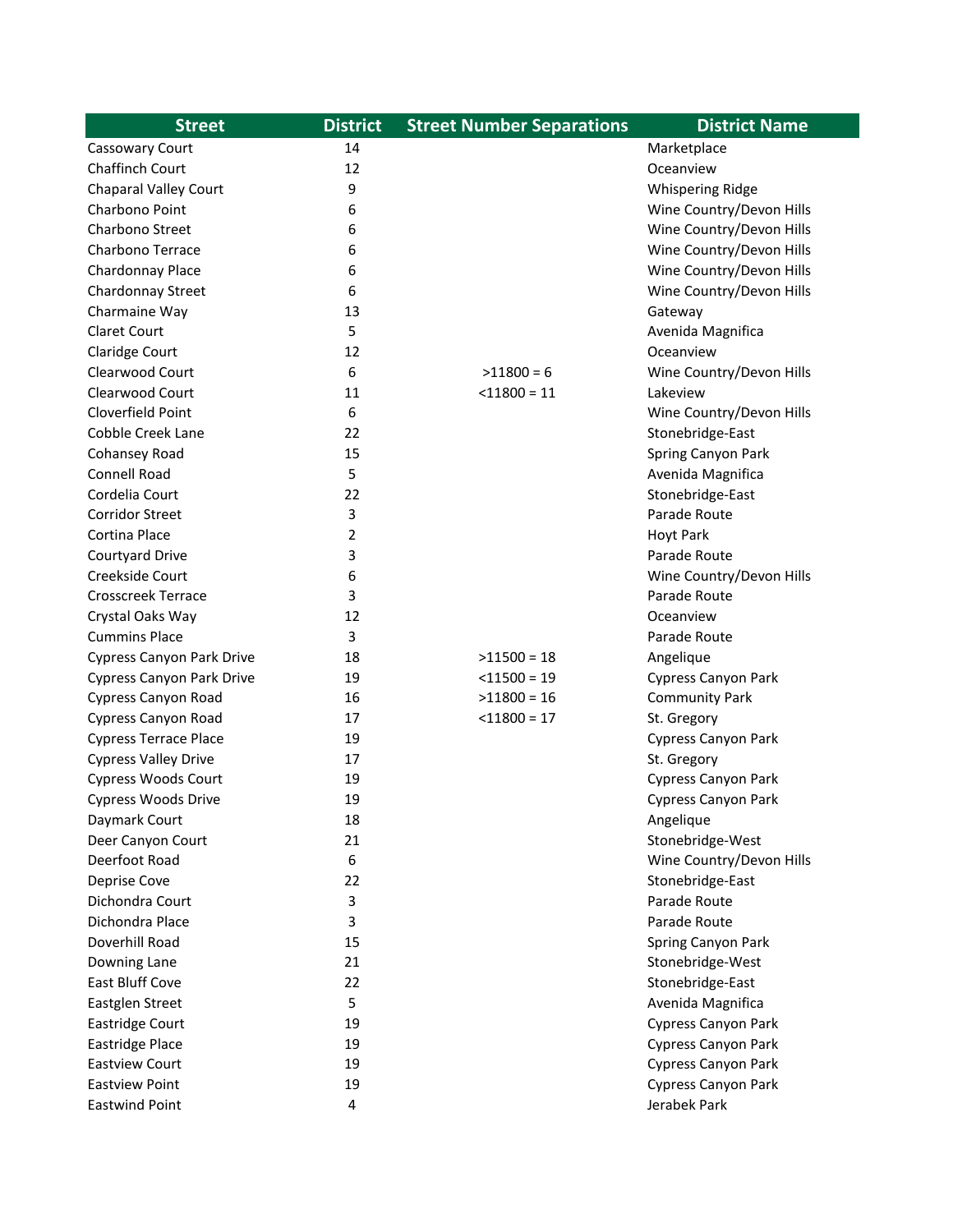| Street | District | Street Number Separations | District Name |
|---|---|---|---|
| Cassowary Court | 14 | | Marketplace |
| Chaffinch Court | 12 | | Oceanview |
| Chaparal Valley Court | 9 | | Whispering Ridge |
| Charbono Point | 6 | | Wine Country/Devon Hills |
| Charbono Street | 6 | | Wine Country/Devon Hills |
| Charbono Terrace | 6 | | Wine Country/Devon Hills |
| Chardonnay Place | 6 | | Wine Country/Devon Hills |
| Chardonnay Street | 6 | | Wine Country/Devon Hills |
| Charmaine Way | 13 | | Gateway |
| Claret Court | 5 | | Avenida Magnifica |
| Claridge Court | 12 | | Oceanview |
| Clearwood Court | 6 | >11800 = 6 | Wine Country/Devon Hills |
| Clearwood Court | 11 | <11800 = 11 | Lakeview |
| Cloverfield Point | 6 | | Wine Country/Devon Hills |
| Cobble Creek Lane | 22 | | Stonebridge-East |
| Cohansey Road | 15 | | Spring Canyon Park |
| Connell Road | 5 | | Avenida Magnifica |
| Cordelia Court | 22 | | Stonebridge-East |
| Corridor Street | 3 | | Parade Route |
| Cortina Place | 2 | | Hoyt Park |
| Courtyard Drive | 3 | | Parade Route |
| Creekside Court | 6 | | Wine Country/Devon Hills |
| Crosscreek Terrace | 3 | | Parade Route |
| Crystal Oaks Way | 12 | | Oceanview |
| Cummins Place | 3 | | Parade Route |
| Cypress Canyon Park Drive | 18 | >11500 = 18 | Angelique |
| Cypress Canyon Park Drive | 19 | <11500 = 19 | Cypress Canyon Park |
| Cypress Canyon Road | 16 | >11800 = 16 | Community Park |
| Cypress Canyon Road | 17 | <11800 = 17 | St. Gregory |
| Cypress Terrace Place | 19 | | Cypress Canyon Park |
| Cypress Valley Drive | 17 | | St. Gregory |
| Cypress Woods Court | 19 | | Cypress Canyon Park |
| Cypress Woods Drive | 19 | | Cypress Canyon Park |
| Daymark Court | 18 | | Angelique |
| Deer Canyon Court | 21 | | Stonebridge-West |
| Deerfoot Road | 6 | | Wine Country/Devon Hills |
| Deprise Cove | 22 | | Stonebridge-East |
| Dichondra Court | 3 | | Parade Route |
| Dichondra Place | 3 | | Parade Route |
| Doverhill Road | 15 | | Spring Canyon Park |
| Downing Lane | 21 | | Stonebridge-West |
| East Bluff Cove | 22 | | Stonebridge-East |
| Eastglen Street | 5 | | Avenida Magnifica |
| Eastridge Court | 19 | | Cypress Canyon Park |
| Eastridge Place | 19 | | Cypress Canyon Park |
| Eastview Court | 19 | | Cypress Canyon Park |
| Eastview Point | 19 | | Cypress Canyon Park |
| Eastwind Point | 4 | | Jerabek Park |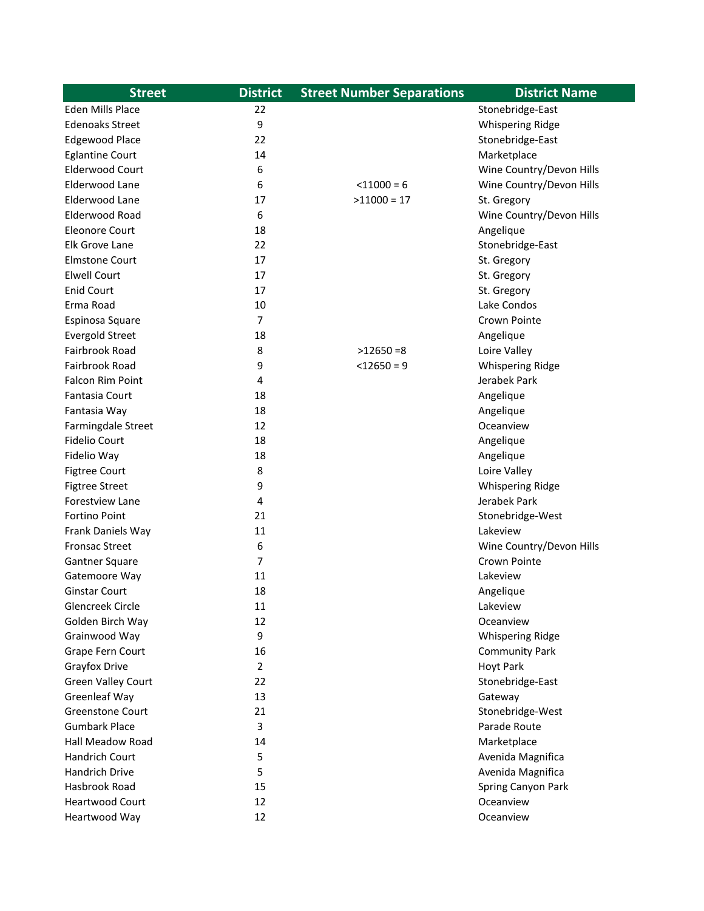| Street | District | Street Number Separations | District Name |
|---|---|---|---|
| Eden Mills Place | 22 | | Stonebridge-East |
| Edenoaks Street | 9 | | Whispering Ridge |
| Edgewood Place | 22 | | Stonebridge-East |
| Eglantine Court | 14 | | Marketplace |
| Elderwood Court | 6 | | Wine Country/Devon Hills |
| Elderwood Lane | 6 | <11000 = 6 | Wine Country/Devon Hills |
| Elderwood Lane | 17 | >11000 = 17 | St. Gregory |
| Elderwood Road | 6 | | Wine Country/Devon Hills |
| Eleonore Court | 18 | | Angelique |
| Elk Grove Lane | 22 | | Stonebridge-East |
| Elmstone Court | 17 | | St. Gregory |
| Elwell Court | 17 | | St. Gregory |
| Enid Court | 17 | | St. Gregory |
| Erma Road | 10 | | Lake Condos |
| Espinosa Square | 7 | | Crown Pointe |
| Evergold Street | 18 | | Angelique |
| Fairbrook Road | 8 | >12650 =8 | Loire Valley |
| Fairbrook Road | 9 | <12650 = 9 | Whispering Ridge |
| Falcon Rim Point | 4 | | Jerabek Park |
| Fantasia Court | 18 | | Angelique |
| Fantasia Way | 18 | | Angelique |
| Farmingdale Street | 12 | | Oceanview |
| Fidelio Court | 18 | | Angelique |
| Fidelio Way | 18 | | Angelique |
| Figtree Court | 8 | | Loire Valley |
| Figtree Street | 9 | | Whispering Ridge |
| Forestview Lane | 4 | | Jerabek Park |
| Fortino Point | 21 | | Stonebridge-West |
| Frank Daniels Way | 11 | | Lakeview |
| Fronsac Street | 6 | | Wine Country/Devon Hills |
| Gantner Square | 7 | | Crown Pointe |
| Gatemoore Way | 11 | | Lakeview |
| Ginstar Court | 18 | | Angelique |
| Glencreek Circle | 11 | | Lakeview |
| Golden Birch Way | 12 | | Oceanview |
| Grainwood Way | 9 | | Whispering Ridge |
| Grape Fern Court | 16 | | Community Park |
| Grayfox Drive | 2 | | Hoyt Park |
| Green Valley Court | 22 | | Stonebridge-East |
| Greenleaf Way | 13 | | Gateway |
| Greenstone Court | 21 | | Stonebridge-West |
| Gumbark Place | 3 | | Parade Route |
| Hall Meadow Road | 14 | | Marketplace |
| Handrich Court | 5 | | Avenida Magnifica |
| Handrich Drive | 5 | | Avenida Magnifica |
| Hasbrook Road | 15 | | Spring Canyon Park |
| Heartwood Court | 12 | | Oceanview |
| Heartwood Way | 12 | | Oceanview |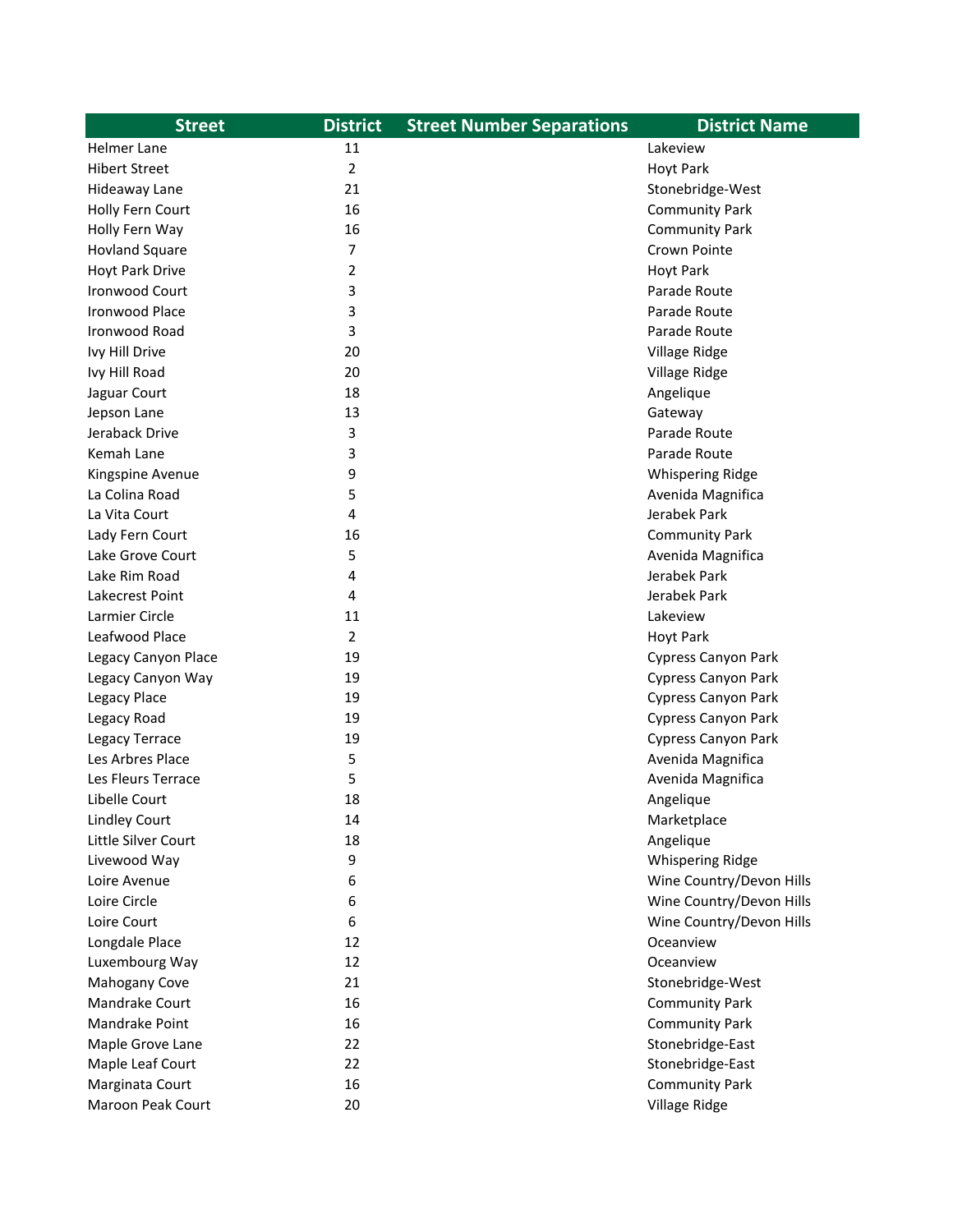| Street | District | Street Number Separations | District Name |
|---|---|---|---|
| Helmer Lane | 11 | | Lakeview |
| Hibert Street | 2 | | Hoyt Park |
| Hideaway Lane | 21 | | Stonebridge-West |
| Holly Fern Court | 16 | | Community Park |
| Holly Fern Way | 16 | | Community Park |
| Hovland Square | 7 | | Crown Pointe |
| Hoyt Park Drive | 2 | | Hoyt Park |
| Ironwood Court | 3 | | Parade Route |
| Ironwood Place | 3 | | Parade Route |
| Ironwood Road | 3 | | Parade Route |
| Ivy Hill Drive | 20 | | Village Ridge |
| Ivy Hill Road | 20 | | Village Ridge |
| Jaguar Court | 18 | | Angelique |
| Jepson Lane | 13 | | Gateway |
| Jeraback Drive | 3 | | Parade Route |
| Kemah Lane | 3 | | Parade Route |
| Kingspine Avenue | 9 | | Whispering Ridge |
| La Colina Road | 5 | | Avenida Magnifica |
| La Vita Court | 4 | | Jerabek Park |
| Lady Fern Court | 16 | | Community Park |
| Lake Grove Court | 5 | | Avenida Magnifica |
| Lake Rim Road | 4 | | Jerabek Park |
| Lakecrest Point | 4 | | Jerabek Park |
| Larmier Circle | 11 | | Lakeview |
| Leafwood Place | 2 | | Hoyt Park |
| Legacy Canyon Place | 19 | | Cypress Canyon Park |
| Legacy Canyon Way | 19 | | Cypress Canyon Park |
| Legacy Place | 19 | | Cypress Canyon Park |
| Legacy Road | 19 | | Cypress Canyon Park |
| Legacy Terrace | 19 | | Cypress Canyon Park |
| Les Arbres Place | 5 | | Avenida Magnifica |
| Les Fleurs Terrace | 5 | | Avenida Magnifica |
| Libelle Court | 18 | | Angelique |
| Lindley Court | 14 | | Marketplace |
| Little Silver Court | 18 | | Angelique |
| Livewood Way | 9 | | Whispering Ridge |
| Loire Avenue | 6 | | Wine Country/Devon Hills |
| Loire Circle | 6 | | Wine Country/Devon Hills |
| Loire Court | 6 | | Wine Country/Devon Hills |
| Longdale Place | 12 | | Oceanview |
| Luxembourg Way | 12 | | Oceanview |
| Mahogany Cove | 21 | | Stonebridge-West |
| Mandrake Court | 16 | | Community Park |
| Mandrake Point | 16 | | Community Park |
| Maple Grove Lane | 22 | | Stonebridge-East |
| Maple Leaf Court | 22 | | Stonebridge-East |
| Marginata Court | 16 | | Community Park |
| Maroon Peak Court | 20 | | Village Ridge |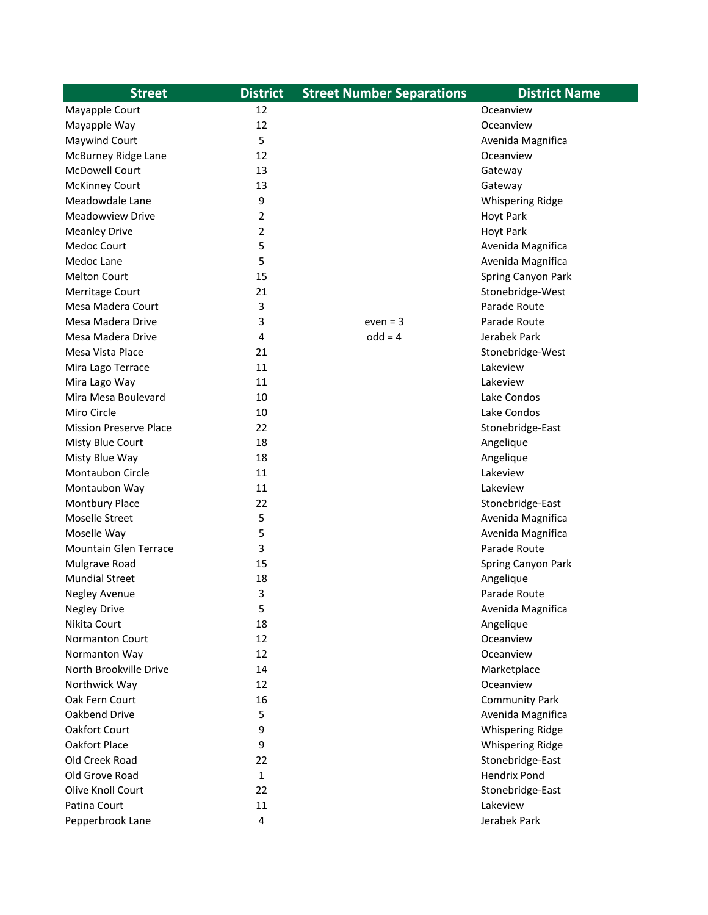| Street | District | Street Number Separations | District Name |
|---|---|---|---|
| Mayapple Court | 12 | | Oceanview |
| Mayapple Way | 12 | | Oceanview |
| Maywind Court | 5 | | Avenida Magnifica |
| McBurney Ridge Lane | 12 | | Oceanview |
| McDowell Court | 13 | | Gateway |
| McKinney Court | 13 | | Gateway |
| Meadowdale Lane | 9 | | Whispering Ridge |
| Meadowview Drive | 2 | | Hoyt Park |
| Meanley Drive | 2 | | Hoyt Park |
| Medoc Court | 5 | | Avenida Magnifica |
| Medoc Lane | 5 | | Avenida Magnifica |
| Melton Court | 15 | | Spring Canyon Park |
| Merritage Court | 21 | | Stonebridge-West |
| Mesa Madera Court | 3 | | Parade Route |
| Mesa Madera Drive | 3 | even = 3 | Parade Route |
| Mesa Madera Drive | 4 | odd = 4 | Jerabek Park |
| Mesa Vista Place | 21 | | Stonebridge-West |
| Mira Lago Terrace | 11 | | Lakeview |
| Mira Lago Way | 11 | | Lakeview |
| Mira Mesa Boulevard | 10 | | Lake Condos |
| Miro Circle | 10 | | Lake Condos |
| Mission Preserve Place | 22 | | Stonebridge-East |
| Misty Blue Court | 18 | | Angelique |
| Misty Blue Way | 18 | | Angelique |
| Montaubon Circle | 11 | | Lakeview |
| Montaubon Way | 11 | | Lakeview |
| Montbury Place | 22 | | Stonebridge-East |
| Moselle Street | 5 | | Avenida Magnifica |
| Moselle Way | 5 | | Avenida Magnifica |
| Mountain Glen Terrace | 3 | | Parade Route |
| Mulgrave Road | 15 | | Spring Canyon Park |
| Mundial Street | 18 | | Angelique |
| Negley Avenue | 3 | | Parade Route |
| Negley Drive | 5 | | Avenida Magnifica |
| Nikita Court | 18 | | Angelique |
| Normanton Court | 12 | | Oceanview |
| Normanton Way | 12 | | Oceanview |
| North Brookville Drive | 14 | | Marketplace |
| Northwick Way | 12 | | Oceanview |
| Oak Fern Court | 16 | | Community Park |
| Oakbend Drive | 5 | | Avenida Magnifica |
| Oakfort Court | 9 | | Whispering Ridge |
| Oakfort Place | 9 | | Whispering Ridge |
| Old Creek Road | 22 | | Stonebridge-East |
| Old Grove Road | 1 | | Hendrix Pond |
| Olive Knoll Court | 22 | | Stonebridge-East |
| Patina Court | 11 | | Lakeview |
| Pepperbrook Lane | 4 | | Jerabek Park |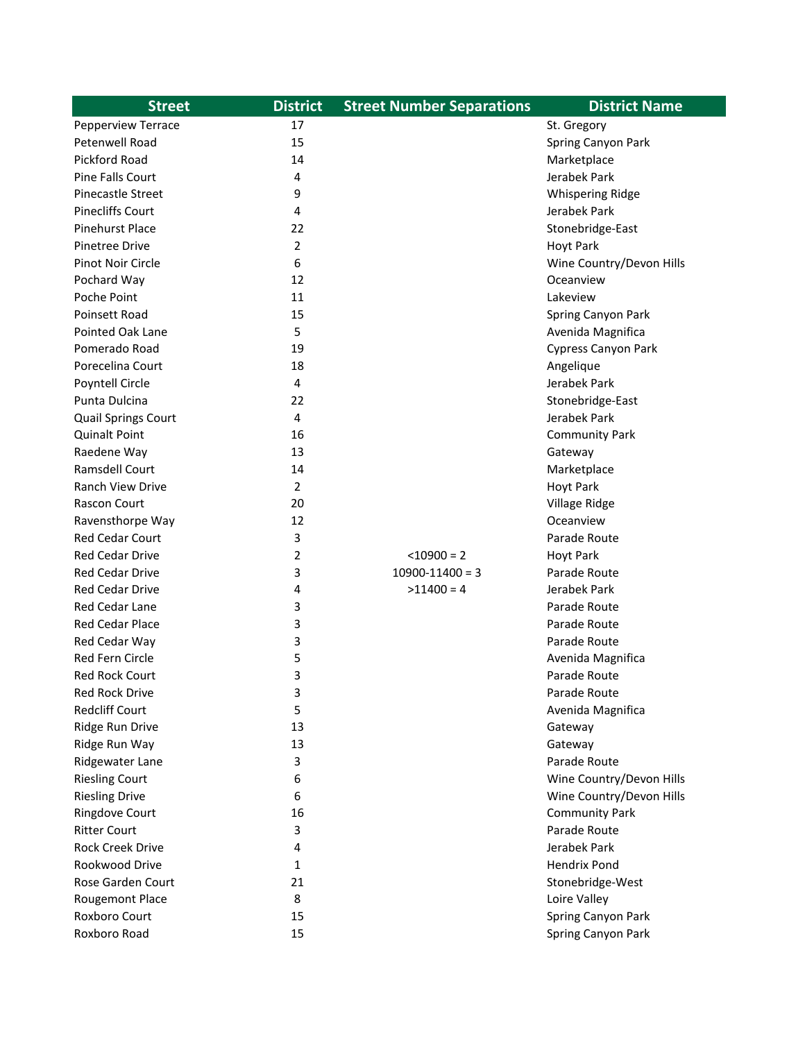| Street | District | Street Number Separations | District Name |
|---|---|---|---|
| Pepperview Terrace | 17 | | St. Gregory |
| Petenwell Road | 15 | | Spring Canyon Park |
| Pickford Road | 14 | | Marketplace |
| Pine Falls Court | 4 | | Jerabek Park |
| Pinecastle Street | 9 | | Whispering Ridge |
| Pinecliffs Court | 4 | | Jerabek Park |
| Pinehurst Place | 22 | | Stonebridge-East |
| Pinetree Drive | 2 | | Hoyt Park |
| Pinot Noir Circle | 6 | | Wine Country/Devon Hills |
| Pochard Way | 12 | | Oceanview |
| Poche Point | 11 | | Lakeview |
| Poinsett Road | 15 | | Spring Canyon Park |
| Pointed Oak Lane | 5 | | Avenida Magnifica |
| Pomerado Road | 19 | | Cypress Canyon Park |
| Porecelina Court | 18 | | Angelique |
| Poyntell Circle | 4 | | Jerabek Park |
| Punta Dulcina | 22 | | Stonebridge-East |
| Quail Springs Court | 4 | | Jerabek Park |
| Quinalt Point | 16 | | Community Park |
| Raedene Way | 13 | | Gateway |
| Ramsdell Court | 14 | | Marketplace |
| Ranch View Drive | 2 | | Hoyt Park |
| Rascon Court | 20 | | Village Ridge |
| Ravensthorpe Way | 12 | | Oceanview |
| Red Cedar Court | 3 | | Parade Route |
| Red Cedar Drive | 2 | <10900 = 2 | Hoyt Park |
| Red Cedar Drive | 3 | 10900-11400 = 3 | Parade Route |
| Red Cedar Drive | 4 | >11400 = 4 | Jerabek Park |
| Red Cedar Lane | 3 | | Parade Route |
| Red Cedar Place | 3 | | Parade Route |
| Red Cedar Way | 3 | | Parade Route |
| Red Fern Circle | 5 | | Avenida Magnifica |
| Red Rock Court | 3 | | Parade Route |
| Red Rock Drive | 3 | | Parade Route |
| Redcliff Court | 5 | | Avenida Magnifica |
| Ridge Run Drive | 13 | | Gateway |
| Ridge Run Way | 13 | | Gateway |
| Ridgewater Lane | 3 | | Parade Route |
| Riesling Court | 6 | | Wine Country/Devon Hills |
| Riesling Drive | 6 | | Wine Country/Devon Hills |
| Ringdove Court | 16 | | Community Park |
| Ritter Court | 3 | | Parade Route |
| Rock Creek Drive | 4 | | Jerabek Park |
| Rookwood Drive | 1 | | Hendrix Pond |
| Rose Garden Court | 21 | | Stonebridge-West |
| Rougemont Place | 8 | | Loire Valley |
| Roxboro Court | 15 | | Spring Canyon Park |
| Roxboro Road | 15 | | Spring Canyon Park |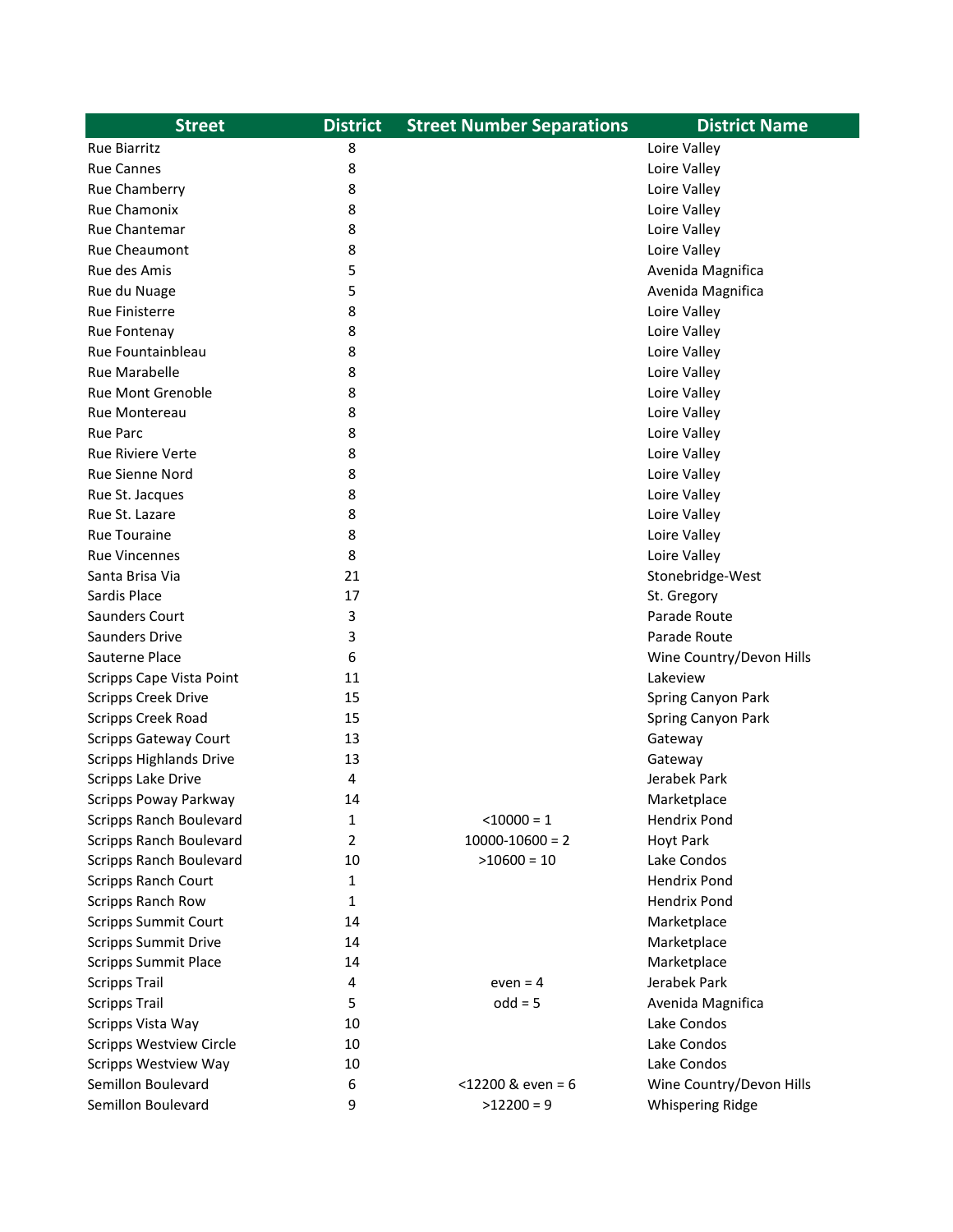| Street | District | Street Number Separations | District Name |
|---|---|---|---|
| Rue Biarritz | 8 | | Loire Valley |
| Rue Cannes | 8 | | Loire Valley |
| Rue Chamberry | 8 | | Loire Valley |
| Rue Chamonix | 8 | | Loire Valley |
| Rue Chantemar | 8 | | Loire Valley |
| Rue Cheaumont | 8 | | Loire Valley |
| Rue des Amis | 5 | | Avenida Magnifica |
| Rue du Nuage | 5 | | Avenida Magnifica |
| Rue Finisterre | 8 | | Loire Valley |
| Rue Fontenay | 8 | | Loire Valley |
| Rue Fountainbleau | 8 | | Loire Valley |
| Rue Marabelle | 8 | | Loire Valley |
| Rue Mont Grenoble | 8 | | Loire Valley |
| Rue Montereau | 8 | | Loire Valley |
| Rue Parc | 8 | | Loire Valley |
| Rue Riviere Verte | 8 | | Loire Valley |
| Rue Sienne Nord | 8 | | Loire Valley |
| Rue St. Jacques | 8 | | Loire Valley |
| Rue St. Lazare | 8 | | Loire Valley |
| Rue Touraine | 8 | | Loire Valley |
| Rue Vincennes | 8 | | Loire Valley |
| Santa Brisa Via | 21 | | Stonebridge-West |
| Sardis Place | 17 | | St. Gregory |
| Saunders Court | 3 | | Parade Route |
| Saunders Drive | 3 | | Parade Route |
| Sauterne Place | 6 | | Wine Country/Devon Hills |
| Scripps Cape Vista Point | 11 | | Lakeview |
| Scripps Creek Drive | 15 | | Spring Canyon Park |
| Scripps Creek Road | 15 | | Spring Canyon Park |
| Scripps Gateway Court | 13 | | Gateway |
| Scripps Highlands Drive | 13 | | Gateway |
| Scripps Lake Drive | 4 | | Jerabek Park |
| Scripps Poway Parkway | 14 | | Marketplace |
| Scripps Ranch Boulevard | 1 | <10000 = 1 | Hendrix Pond |
| Scripps Ranch Boulevard | 2 | 10000-10600 = 2 | Hoyt Park |
| Scripps Ranch Boulevard | 10 | >10600 = 10 | Lake Condos |
| Scripps Ranch Court | 1 | | Hendrix Pond |
| Scripps Ranch Row | 1 | | Hendrix Pond |
| Scripps Summit Court | 14 | | Marketplace |
| Scripps Summit Drive | 14 | | Marketplace |
| Scripps Summit Place | 14 | | Marketplace |
| Scripps Trail | 4 | even = 4 | Jerabek Park |
| Scripps Trail | 5 | odd = 5 | Avenida Magnifica |
| Scripps Vista Way | 10 | | Lake Condos |
| Scripps Westview Circle | 10 | | Lake Condos |
| Scripps Westview Way | 10 | | Lake Condos |
| Semillon Boulevard | 6 | <12200 & even = 6 | Wine Country/Devon Hills |
| Semillon Boulevard | 9 | >12200 = 9 | Whispering Ridge |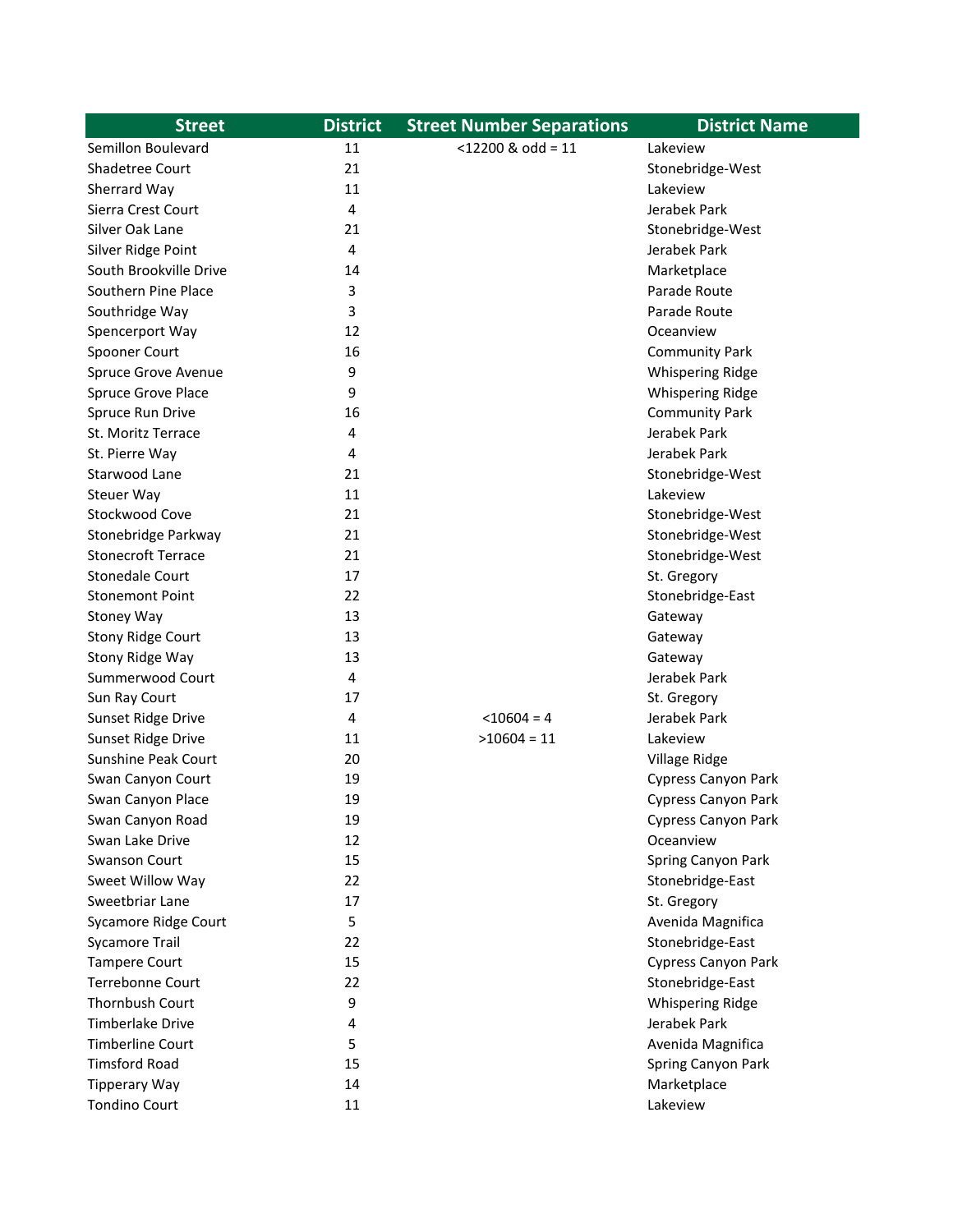| Street | District | Street Number Separations | District Name |
|---|---|---|---|
| Semillon Boulevard | 11 | <12200 & odd = 11 | Lakeview |
| Shadetree Court | 21 | | Stonebridge-West |
| Sherrard Way | 11 | | Lakeview |
| Sierra Crest Court | 4 | | Jerabek Park |
| Silver Oak Lane | 21 | | Stonebridge-West |
| Silver Ridge Point | 4 | | Jerabek Park |
| South Brookville Drive | 14 | | Marketplace |
| Southern Pine Place | 3 | | Parade Route |
| Southridge Way | 3 | | Parade Route |
| Spencerport Way | 12 | | Oceanview |
| Spooner Court | 16 | | Community Park |
| Spruce Grove Avenue | 9 | | Whispering Ridge |
| Spruce Grove Place | 9 | | Whispering Ridge |
| Spruce Run Drive | 16 | | Community Park |
| St. Moritz Terrace | 4 | | Jerabek Park |
| St. Pierre Way | 4 | | Jerabek Park |
| Starwood Lane | 21 | | Stonebridge-West |
| Steuer Way | 11 | | Lakeview |
| Stockwood Cove | 21 | | Stonebridge-West |
| Stonebridge Parkway | 21 | | Stonebridge-West |
| Stonecroft Terrace | 21 | | Stonebridge-West |
| Stonedale Court | 17 | | St. Gregory |
| Stonemont Point | 22 | | Stonebridge-East |
| Stoney Way | 13 | | Gateway |
| Stony Ridge Court | 13 | | Gateway |
| Stony Ridge Way | 13 | | Gateway |
| Summerwood Court | 4 | | Jerabek Park |
| Sun Ray Court | 17 | | St. Gregory |
| Sunset Ridge Drive | 4 | <10604 = 4 | Jerabek Park |
| Sunset Ridge Drive | 11 | >10604 = 11 | Lakeview |
| Sunshine Peak Court | 20 | | Village Ridge |
| Swan Canyon Court | 19 | | Cypress Canyon Park |
| Swan Canyon Place | 19 | | Cypress Canyon Park |
| Swan Canyon Road | 19 | | Cypress Canyon Park |
| Swan Lake Drive | 12 | | Oceanview |
| Swanson Court | 15 | | Spring Canyon Park |
| Sweet Willow Way | 22 | | Stonebridge-East |
| Sweetbriar Lane | 17 | | St. Gregory |
| Sycamore Ridge Court | 5 | | Avenida Magnifica |
| Sycamore Trail | 22 | | Stonebridge-East |
| Tampere Court | 15 | | Cypress Canyon Park |
| Terrebonne Court | 22 | | Stonebridge-East |
| Thornbush Court | 9 | | Whispering Ridge |
| Timberlake Drive | 4 | | Jerabek Park |
| Timberline Court | 5 | | Avenida Magnifica |
| Timsford Road | 15 | | Spring Canyon Park |
| Tipperary Way | 14 | | Marketplace |
| Tondino Court | 11 | | Lakeview |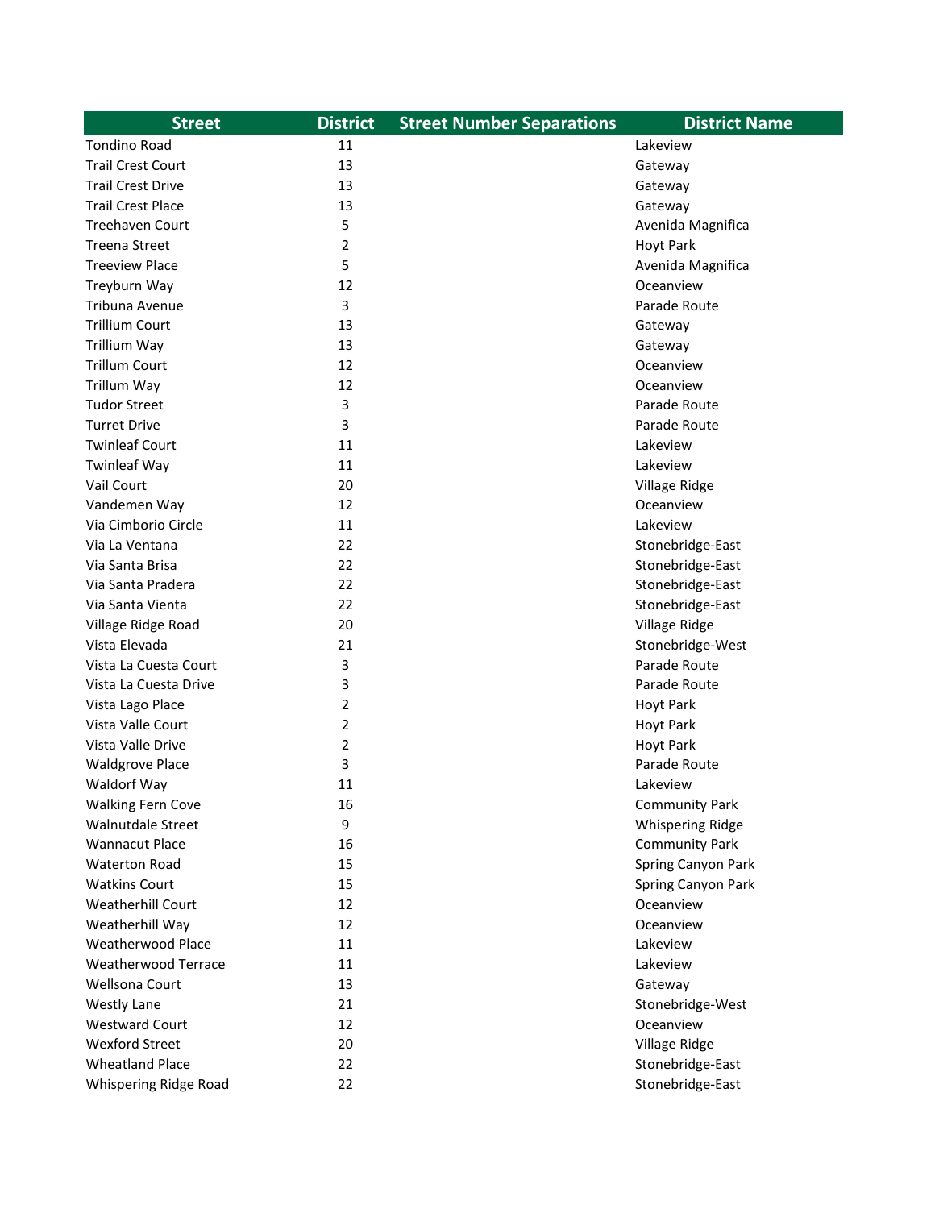| Street | District | Street Number Separations | District Name |
| --- | --- | --- | --- |
| Tondino Road | 11 | | Lakeview |
| Trail Crest Court | 13 | | Gateway |
| Trail Crest Drive | 13 | | Gateway |
| Trail Crest Place | 13 | | Gateway |
| Treehaven Court | 5 | | Avenida Magnifica |
| Treena Street | 2 | | Hoyt Park |
| Treeview Place | 5 | | Avenida Magnifica |
| Treyburn Way | 12 | | Oceanview |
| Tribuna Avenue | 3 | | Parade Route |
| Trillium Court | 13 | | Gateway |
| Trillium Way | 13 | | Gateway |
| Trillum Court | 12 | | Oceanview |
| Trillum Way | 12 | | Oceanview |
| Tudor Street | 3 | | Parade Route |
| Turret Drive | 3 | | Parade Route |
| Twinleaf Court | 11 | | Lakeview |
| Twinleaf Way | 11 | | Lakeview |
| Vail Court | 20 | | Village Ridge |
| Vandemen Way | 12 | | Oceanview |
| Via Cimborio Circle | 11 | | Lakeview |
| Via La Ventana | 22 | | Stonebridge-East |
| Via Santa Brisa | 22 | | Stonebridge-East |
| Via Santa Pradera | 22 | | Stonebridge-East |
| Via Santa Vienta | 22 | | Stonebridge-East |
| Village Ridge Road | 20 | | Village Ridge |
| Vista Elevada | 21 | | Stonebridge-West |
| Vista La Cuesta Court | 3 | | Parade Route |
| Vista La Cuesta Drive | 3 | | Parade Route |
| Vista Lago Place | 2 | | Hoyt Park |
| Vista Valle Court | 2 | | Hoyt Park |
| Vista Valle Drive | 2 | | Hoyt Park |
| Waldgrove Place | 3 | | Parade Route |
| Waldorf Way | 11 | | Lakeview |
| Walking Fern Cove | 16 | | Community Park |
| Walnutdale Street | 9 | | Whispering Ridge |
| Wannacut Place | 16 | | Community Park |
| Waterton Road | 15 | | Spring Canyon Park |
| Watkins Court | 15 | | Spring Canyon Park |
| Weatherhill Court | 12 | | Oceanview |
| Weatherhill Way | 12 | | Oceanview |
| Weatherwood Place | 11 | | Lakeview |
| Weatherwood Terrace | 11 | | Lakeview |
| Wellsona Court | 13 | | Gateway |
| Westly Lane | 21 | | Stonebridge-West |
| Westward Court | 12 | | Oceanview |
| Wexford Street | 20 | | Village Ridge |
| Wheatland Place | 22 | | Stonebridge-East |
| Whispering Ridge Road | 22 | | Stonebridge-East |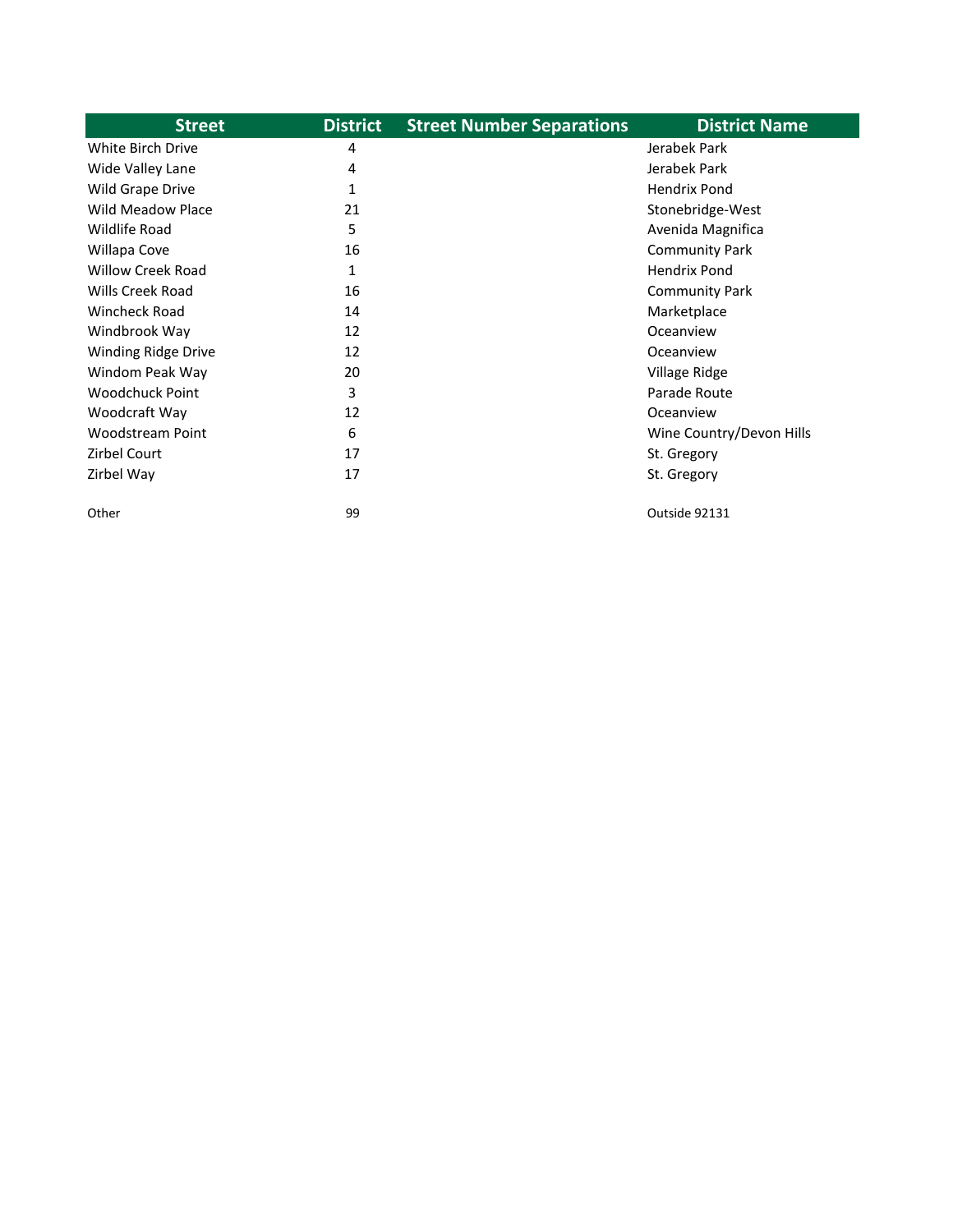| Street | District | Street Number Separations | District Name |
|---|---|---|---|
| White Birch Drive | 4 | | Jerabek Park |
| Wide Valley Lane | 4 | | Jerabek Park |
| Wild Grape Drive | 1 | | Hendrix Pond |
| Wild Meadow Place | 21 | | Stonebridge-West |
| Wildlife Road | 5 | | Avenida Magnifica |
| Willapa Cove | 16 | | Community Park |
| Willow Creek Road | 1 | | Hendrix Pond |
| Wills Creek Road | 16 | | Community Park |
| Wincheck Road | 14 | | Marketplace |
| Windbrook Way | 12 | | Oceanview |
| Winding Ridge Drive | 12 | | Oceanview |
| Windom Peak Way | 20 | | Village Ridge |
| Woodchuck Point | 3 | | Parade Route |
| Woodcraft Way | 12 | | Oceanview |
| Woodstream Point | 6 | | Wine Country/Devon Hills |
| Zirbel Court | 17 | | St. Gregory |
| Zirbel Way | 17 | | St. Gregory |
| | | | |
| Other | 99 | | Outside 92131 |